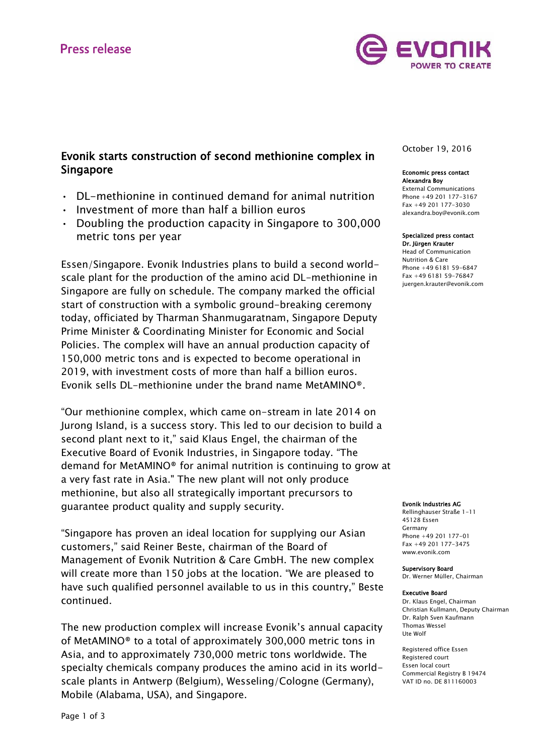Press release

October 19, 2016

# Evonik starts construction of second methionine complex in Singapore

- DL-methionine in continued demand for animal nutrition
- Investment of more than half a billion euros
- Doubling the production capacity in Singapore to 300,000 metric tons per year

Essen/Singapore. Evonik Industries plans to build a second world-scale plant for the production of the amino acid DL-methionine in Singapore are fully on schedule. The company marked the official start of construction with a symbolic ground-breaking ceremony today, officiated by Tharman Shanmugaratnam, Singapore Deputy Prime Minister & Coordinating Minister for Economic and Social Policies. The complex will have an annual production capacity of 150,000 metric tons and is expected to become operational in 2019, with investment costs of more than half a billion euros. Evonik sells DL-methionine under the brand name MetAMINO®.

"Our methionine complex, which came on-stream in late 2014 on Jurong Island, is a success story. This led to our decision to build a second plant next to it," said Klaus Engel, the chairman of the Executive Board of Evonik Industries, in Singapore today. "The demand for MetAMINO® for animal nutrition is continuing to grow at a very fast rate in Asia." The new plant will not only produce methionine, but also all strategically important precursors to guarantee product quality and supply security.

"Singapore has proven an ideal location for supplying our Asian customers," said Reiner Beste, chairman of the Board of Management of Evonik Nutrition & Care GmbH. The new complex will create more than 150 jobs at the location. "We are pleased to have such qualified personnel available to us in this country," Beste continued.

The new production complex will increase Evonik's annual capacity of MetAMINO® to a total of approximately 300,000 metric tons in Asia, and to approximately 730,000 metric tons worldwide. The specialty chemicals company produces the amino acid in its world-scale plants in Antwerp (Belgium), Wesseling/Cologne (Germany), Mobile (Alabama, USA), and Singapore.

**Economic press contact**
**Alexandra Boy**
External Communications
Phone +49 201 177-3167
Fax +49 201 177-3030
alexandra.boy@evonik.com

**Specialized press contact**
**Dr. Jürgen Krauter**
Head of Communication
Nutrition & Care
Phone +49 6181 59-6847
Fax +49 6181 59-76847
juergen.krauter@evonik.com

**Evonik Industries AG**
Rellinghauser Straße 1-11
45128 Essen
Germany
Phone +49 201 177-01
Fax +49 201 177-3475
www.evonik.com

**Supervisory Board**
Dr. Werner Müller, Chairman

**Executive Board**
Dr. Klaus Engel, Chairman
Christian Kullmann, Deputy Chairman
Dr. Ralph Sven Kaufmann
Thomas Wessel
Ute Wolf

Registered office Essen
Registered court
Essen local court
Commercial Registry B 19474
VAT ID no. DE 811160003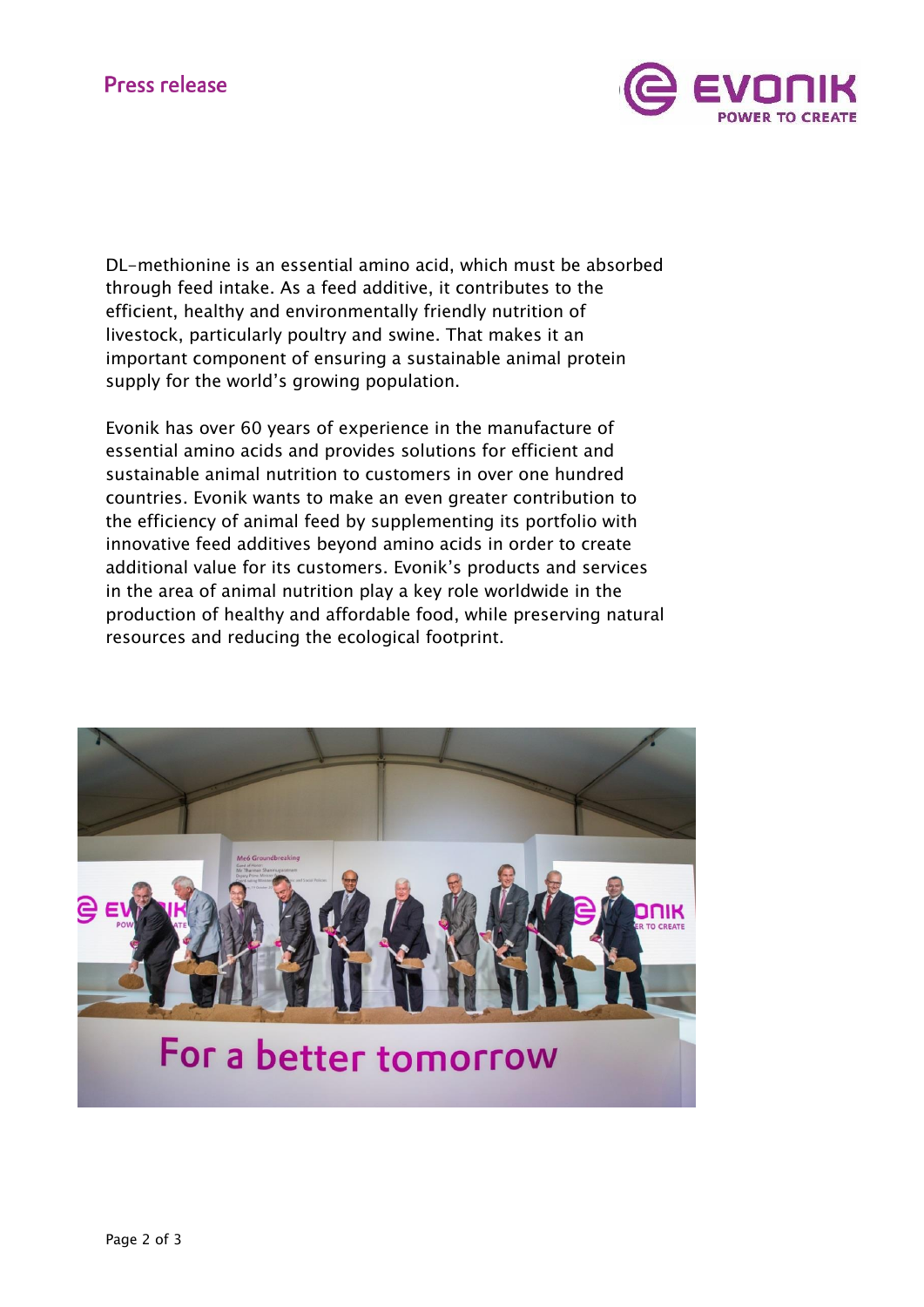DL-methionine is an essential amino acid, which must be absorbed through feed intake. As a feed additive, it contributes to the efficient, healthy and environmentally friendly nutrition of livestock, particularly poultry and swine. That makes it an important component of ensuring a sustainable animal protein supply for the world's growing population.

Evonik has over 60 years of experience in the manufacture of essential amino acids and provides solutions for efficient and sustainable animal nutrition to customers in over one hundred countries. Evonik wants to make an even greater contribution to the efficiency of animal feed by supplementing its portfolio with innovative feed additives beyond amino acids in order to create additional value for its customers. Evonik's products and services in the area of animal nutrition play a key role worldwide in the production of healthy and affordable food, while preserving natural resources and reducing the ecological footprint.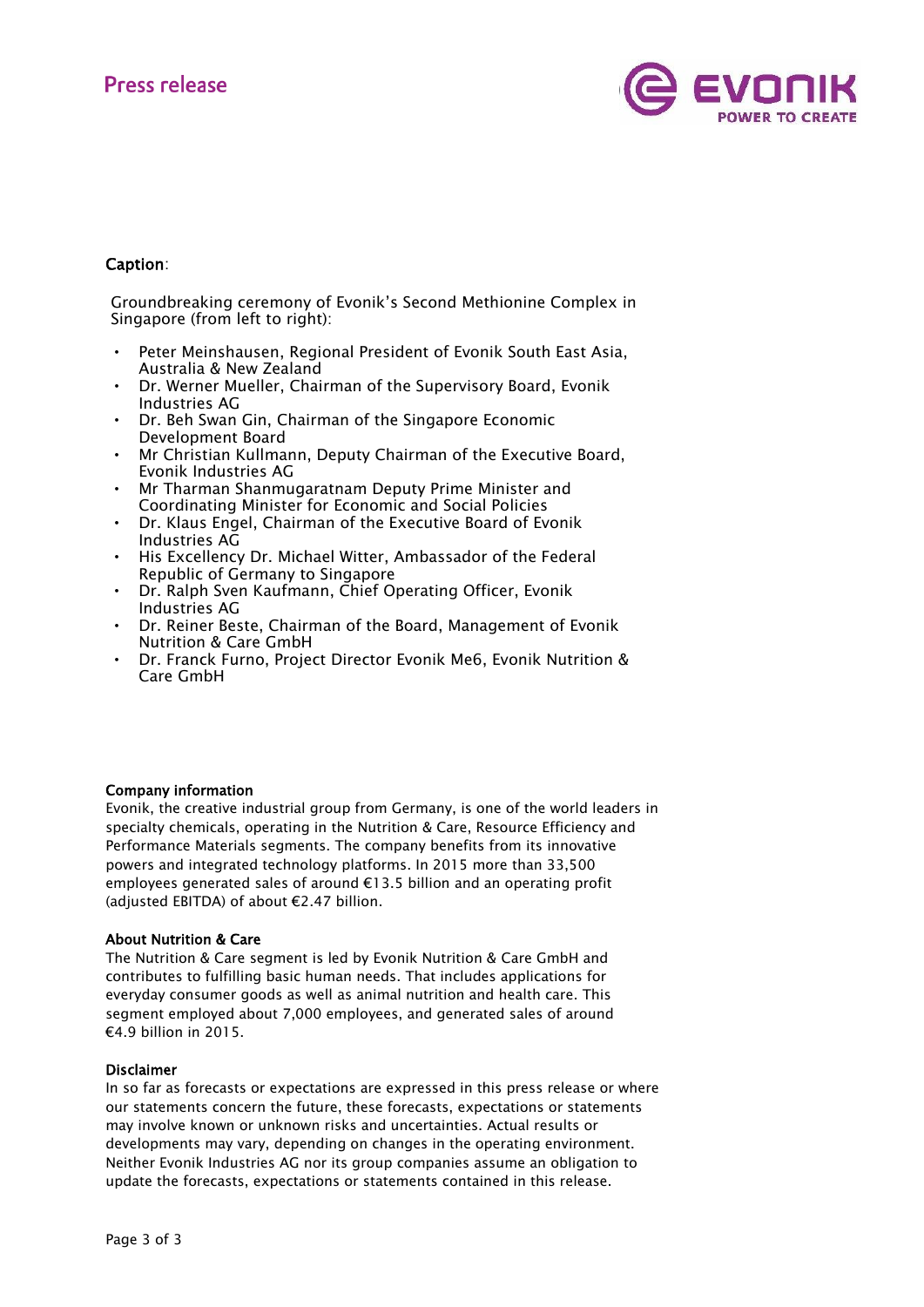**Caption**:

Groundbreaking ceremony of Evonik's Second Methionine Complex in Singapore (from left to right):

- Peter Meinshausen, Regional President of Evonik South East Asia, Australia & New Zealand
- Dr. Werner Mueller, Chairman of the Supervisory Board, Evonik Industries AG
- Dr. Beh Swan Gin, Chairman of the Singapore Economic Development Board
- Mr Christian Kullmann, Deputy Chairman of the Executive Board, Evonik Industries AG
- Mr Tharman Shanmugaratnam Deputy Prime Minister and Coordinating Minister for Economic and Social Policies
- Dr. Klaus Engel, Chairman of the Executive Board of Evonik Industries AG
- His Excellency Dr. Michael Witter, Ambassador of the Federal Republic of Germany to Singapore
- Dr. Ralph Sven Kaufmann, Chief Operating Officer, Evonik Industries AG
- Dr. Reiner Beste, Chairman of the Board, Management of Evonik Nutrition & Care GmbH
- Dr. Franck Furno, Project Director Evonik Me6, Evonik Nutrition & Care GmbH

**Company information**

Evonik, the creative industrial group from Germany, is one of the world leaders in specialty chemicals, operating in the Nutrition & Care, Resource Efficiency and Performance Materials segments. The company benefits from its innovative powers and integrated technology platforms. In 2015 more than 33,500 employees generated sales of around €13.5 billion and an operating profit (adjusted EBITDA) of about €2.47 billion.

**About Nutrition & Care**

The Nutrition & Care segment is led by Evonik Nutrition & Care GmbH and contributes to fulfilling basic human needs. That includes applications for everyday consumer goods as well as animal nutrition and health care. This segment employed about 7,000 employees, and generated sales of around €4.9 billion in 2015.

**Disclaimer**

In so far as forecasts or expectations are expressed in this press release or where our statements concern the future, these forecasts, expectations or statements may involve known or unknown risks and uncertainties. Actual results or developments may vary, depending on changes in the operating environment. Neither Evonik Industries AG nor its group companies assume an obligation to update the forecasts, expectations or statements contained in this release.